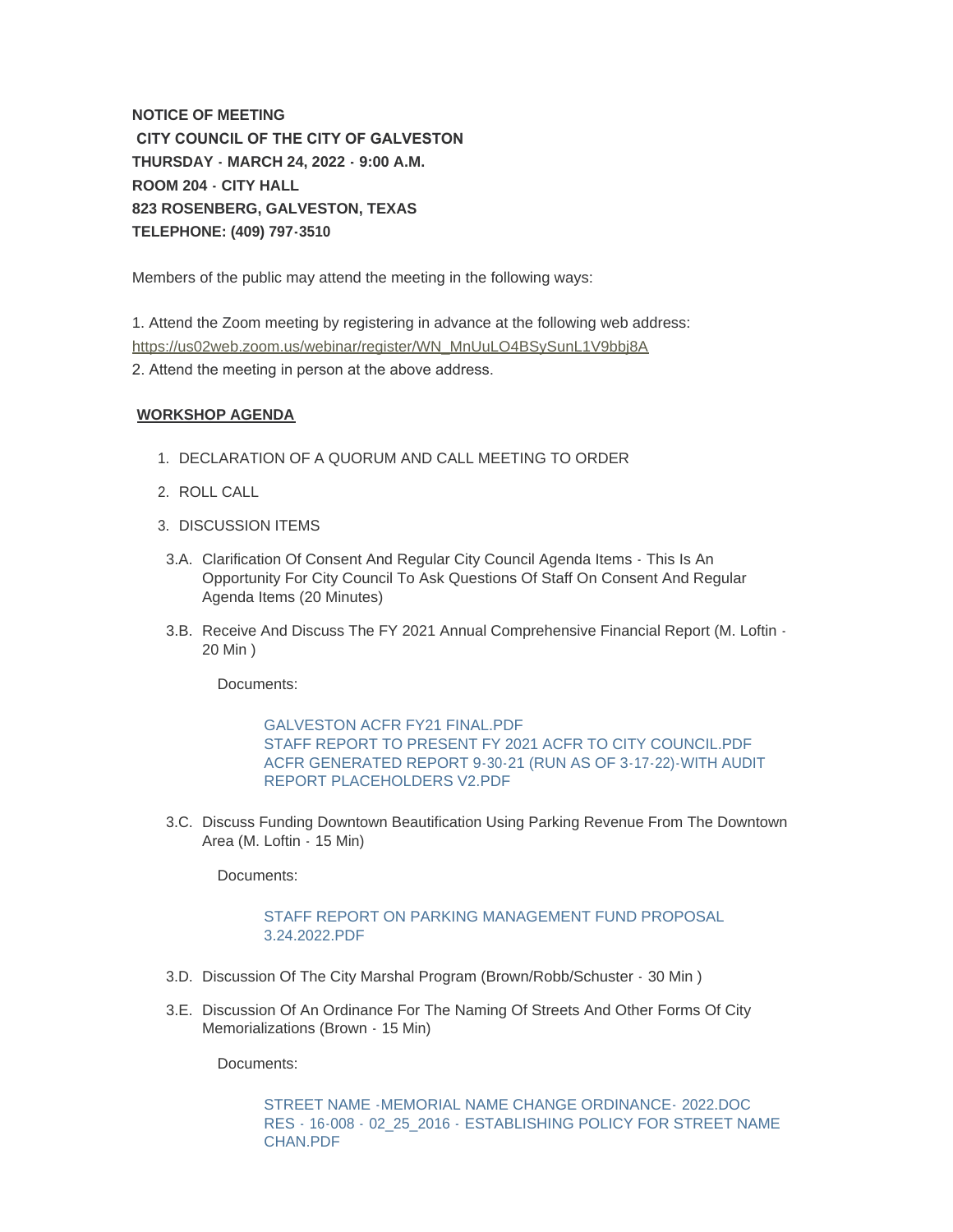**NOTICE OF MEETING**
**CITY COUNCIL OF THE CITY OF GALVESTON**
**THURSDAY - MARCH 24, 2022 - 9:00 A.M.**
**ROOM 204 - CITY HALL**
**823 ROSENBERG, GALVESTON, TEXAS**
**TELEPHONE: (409) 797-3510**

Members of the public may attend the meeting in the following ways:

1. Attend the Zoom meeting by registering in advance at the following web address:
https://us02web.zoom.us/webinar/register/WN_MnUuLO4BSySunL1V9bbj8A
2. Attend the meeting in person at the above address.

**WORKSHOP AGENDA**

1. DECLARATION OF A QUORUM AND CALL MEETING TO ORDER
2. ROLL CALL
3. DISCUSSION ITEMS

3.A. Clarification Of Consent And Regular City Council Agenda Items - This Is An Opportunity For City Council To Ask Questions Of Staff On Consent And Regular Agenda Items (20 Minutes)

3.B. Receive And Discuss The FY 2021 Annual Comprehensive Financial Report (M. Loftin - 20 Min )

Documents:

GALVESTON ACFR FY21 FINAL.PDF
STAFF REPORT TO PRESENT FY 2021 ACFR TO CITY COUNCIL.PDF
ACFR GENERATED REPORT 9-30-21 (RUN AS OF 3-17-22)-WITH AUDIT REPORT PLACEHOLDERS V2.PDF

3.C. Discuss Funding Downtown Beautification Using Parking Revenue From The Downtown Area (M. Loftin - 15 Min)

Documents:

STAFF REPORT ON PARKING MANAGEMENT FUND PROPOSAL 3.24.2022.PDF

3.D. Discussion Of The City Marshal Program (Brown/Robb/Schuster - 30 Min )

3.E. Discussion Of An Ordinance For The Naming Of Streets And Other Forms Of City Memorializations (Brown - 15 Min)

Documents:

STREET NAME -MEMORIAL NAME CHANGE ORDINANCE- 2022.DOC
RES - 16-008 - 02_25_2016 - ESTABLISHING POLICY FOR STREET NAME CHAN.PDF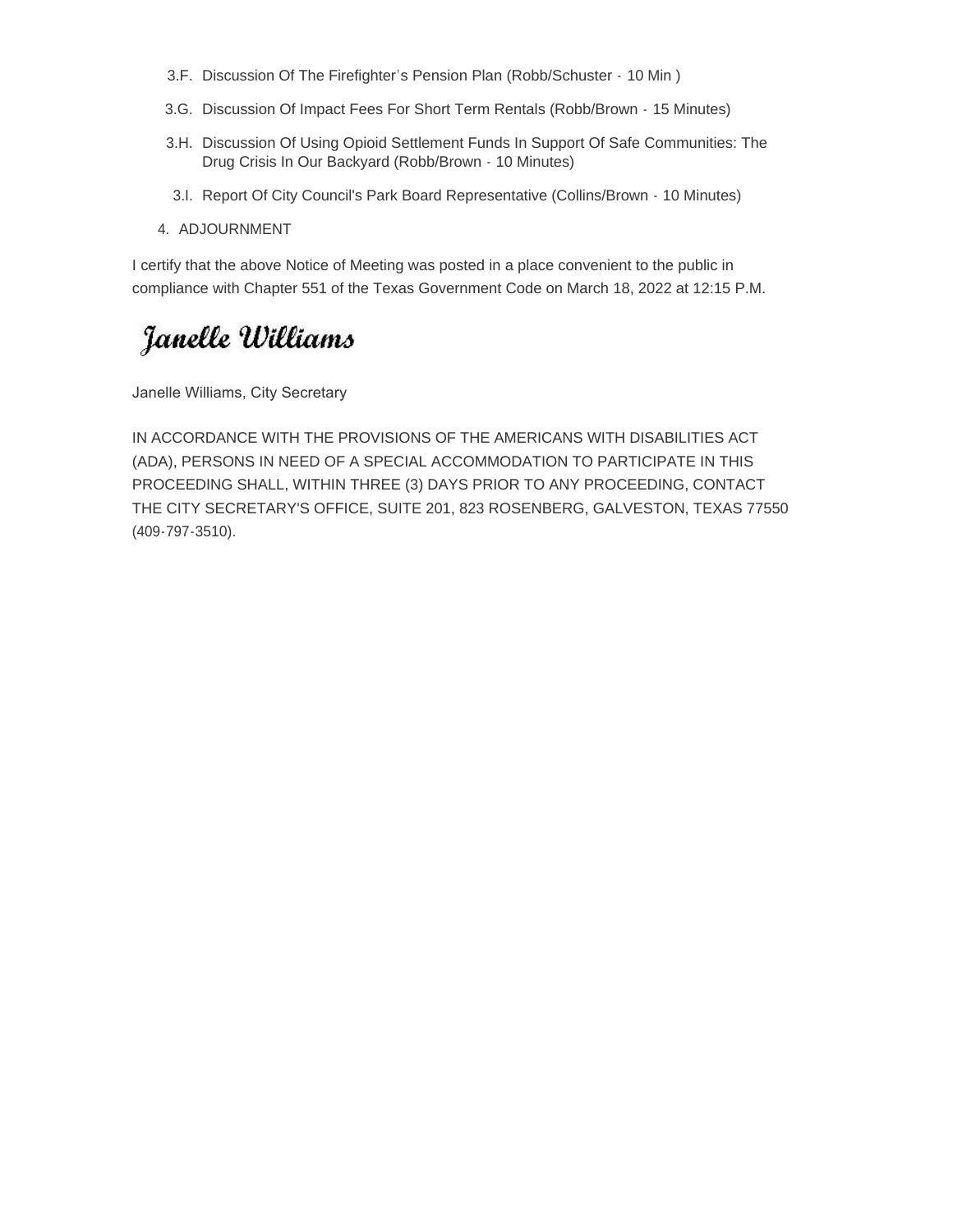3.F. Discussion Of The Firefighter's Pension Plan (Robb/Schuster - 10 Min )

3.G. Discussion Of Impact Fees For Short Term Rentals (Robb/Brown - 15 Minutes)

3.H. Discussion Of Using Opioid Settlement Funds In Support Of Safe Communities: The Drug Crisis In Our Backyard (Robb/Brown - 10 Minutes)

3.I. Report Of City Council's Park Board Representative (Collins/Brown - 10 Minutes)

4. ADJOURNMENT

I certify that the above Notice of Meeting was posted in a place convenient to the public in compliance with Chapter 551 of the Texas Government Code on March 18, 2022 at 12:15 P.M.

*Janelle Williams*

Janelle Williams, City Secretary

IN ACCORDANCE WITH THE PROVISIONS OF THE AMERICANS WITH DISABILITIES ACT (ADA), PERSONS IN NEED OF A SPECIAL ACCOMMODATION TO PARTICIPATE IN THIS PROCEEDING SHALL, WITHIN THREE (3) DAYS PRIOR TO ANY PROCEEDING, CONTACT THE CITY SECRETARY'S OFFICE, SUITE 201, 823 ROSENBERG, GALVESTON, TEXAS 77550 (409-797-3510).